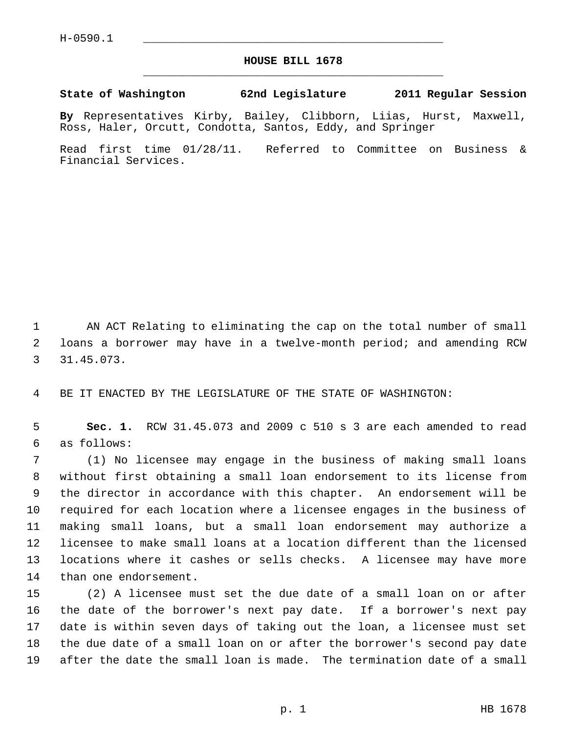H-0590.1

# HOUSE BILL 1678

**State of Washington 62nd Legislature 2011 Regular Session**

**By** Representatives Kirby, Bailey, Clibborn, Liias, Hurst, Maxwell, Ross, Haler, Orcutt, Condotta, Santos, Eddy, and Springer

Read first time 01/28/11. Referred to Committee on Business & Financial Services.

AN ACT Relating to eliminating the cap on the total number of small loans a borrower may have in a twelve-month period; and amending RCW 31.45.073.

BE IT ENACTED BY THE LEGISLATURE OF THE STATE OF WASHINGTON:

**Sec. 1.** RCW 31.45.073 and 2009 c 510 s 3 are each amended to read as follows:

(1) No licensee may engage in the business of making small loans without first obtaining a small loan endorsement to its license from the director in accordance with this chapter. An endorsement will be required for each location where a licensee engages in the business of making small loans, but a small loan endorsement may authorize a licensee to make small loans at a location different than the licensed locations where it cashes or sells checks. A licensee may have more than one endorsement.

(2) A licensee must set the due date of a small loan on or after the date of the borrower's next pay date. If a borrower's next pay date is within seven days of taking out the loan, a licensee must set the due date of a small loan on or after the borrower's second pay date after the date the small loan is made. The termination date of a small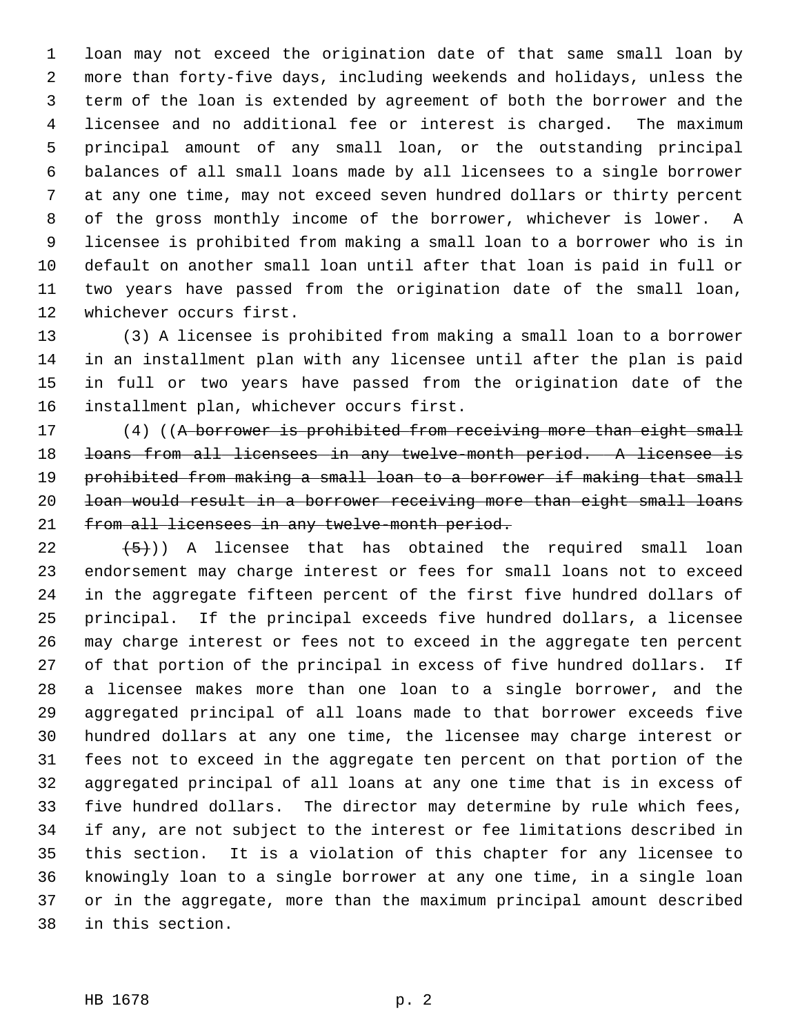loan may not exceed the origination date of that same small loan by more than forty-five days, including weekends and holidays, unless the term of the loan is extended by agreement of both the borrower and the licensee and no additional fee or interest is charged. The maximum principal amount of any small loan, or the outstanding principal balances of all small loans made by all licensees to a single borrower at any one time, may not exceed seven hundred dollars or thirty percent of the gross monthly income of the borrower, whichever is lower. A licensee is prohibited from making a small loan to a borrower who is in default on another small loan until after that loan is paid in full or two years have passed from the origination date of the small loan, whichever occurs first.

(3) A licensee is prohibited from making a small loan to a borrower in an installment plan with any licensee until after the plan is paid in full or two years have passed from the origination date of the installment plan, whichever occurs first.

(4) ((~~A borrower is prohibited from receiving more than eight small loans from all licensees in any twelve-month period. A licensee is prohibited from making a small loan to a borrower if making that small loan would result in a borrower receiving more than eight small loans from all licensees in any twelve-month period.~~

~~(5)~~)) A licensee that has obtained the required small loan endorsement may charge interest or fees for small loans not to exceed in the aggregate fifteen percent of the first five hundred dollars of principal. If the principal exceeds five hundred dollars, a licensee may charge interest or fees not to exceed in the aggregate ten percent of that portion of the principal in excess of five hundred dollars. If a licensee makes more than one loan to a single borrower, and the aggregated principal of all loans made to that borrower exceeds five hundred dollars at any one time, the licensee may charge interest or fees not to exceed in the aggregate ten percent on that portion of the aggregated principal of all loans at any one time that is in excess of five hundred dollars. The director may determine by rule which fees, if any, are not subject to the interest or fee limitations described in this section. It is a violation of this chapter for any licensee to knowingly loan to a single borrower at any one time, in a single loan or in the aggregate, more than the maximum principal amount described in this section.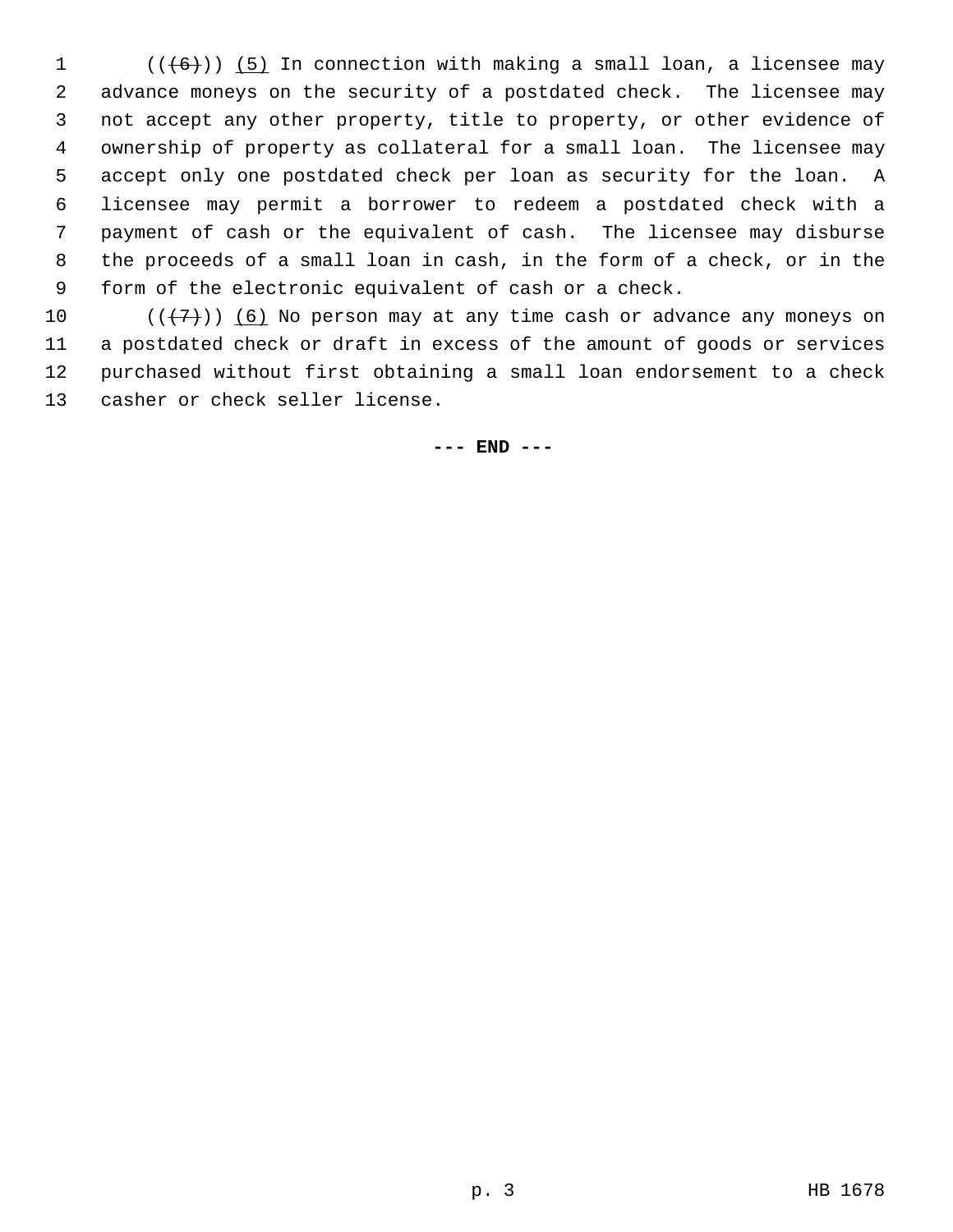(((6))) (5) In connection with making a small loan, a licensee may advance moneys on the security of a postdated check. The licensee may not accept any other property, title to property, or other evidence of ownership of property as collateral for a small loan. The licensee may accept only one postdated check per loan as security for the loan. A licensee may permit a borrower to redeem a postdated check with a payment of cash or the equivalent of cash. The licensee may disburse the proceeds of a small loan in cash, in the form of a check, or in the form of the electronic equivalent of cash or a check.

(((7))) (6) No person may at any time cash or advance any moneys on a postdated check or draft in excess of the amount of goods or services purchased without first obtaining a small loan endorsement to a check casher or check seller license.

**--- END ---**